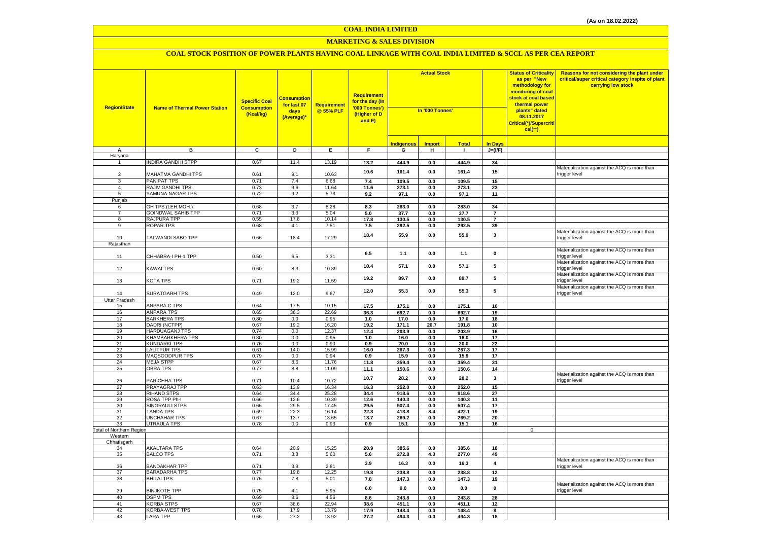(As on 18.02.2022)

# COAL INDIA LIMITED

## MARKETING & SALES DIVISION

### COAL STOCK POSITION OF POWER PLANTS HAVING COAL LINKAGE WITH COAL INDIA LIMITED & SCCL AS PER CEA REPORT

| Region/State | Name of Thermal Power Station | Specific Coal Consumption (Kcal/kg) | Consumption for last 07 days (Average)* | Requirement @ 55% PLF | Requirement for the day (In '000 Tonnes') (Higher of D and E) | Actual Stock In '000 Tonnes' | | | | Status of Criticality as per "New methodology for monitoring of coal stock at coal based thermal power plants" dated 08.11.2017 Critical(*)/Supercritical(**) | Reasons for not considering the plant under critical/super critical category inspite of plant carrying low stock |
|---|---|---|---|---|---|---|---|---|---|---|---|
| | | | | | | Indigenous | Import | Total | In Days | | |
| A | B | C | D | E | F | G | H | I | J=(I/F) | | |
| Haryana | | | | | | | | | | | |
| 1 | INDIRA GANDHI STPP | 0.67 | 11.4 | 13.19 | 13.2 | 444.9 | 0.0 | 444.9 | 34 | | |
| 2 | MAHATMA GANDHI TPS | 0.61 | 9.1 | 10.63 | 10.6 | 161.4 | 0.0 | 161.4 | 15 | | Materialization against the ACQ is more than trigger level |
| 3 | PANIPAT TPS | 0.71 | 7.4 | 6.68 | 7.4 | 109.5 | 0.0 | 109.5 | 15 | | |
| 4 | RAJIV GANDHI TPS | 0.73 | 9.6 | 11.64 | 11.6 | 273.1 | 0.0 | 273.1 | 23 | | |
| 5 | YAMUNA NAGAR TPS | 0.72 | 9.2 | 5.73 | 9.2 | 97.1 | 0.0 | 97.1 | 11 | | |
| Punjab | | | | | | | | | | | |
| 6 | GH TPS (LEH.MOH.) | 0.68 | 3.7 | 8.28 | 8.3 | 283.0 | 0.0 | 283.0 | 34 | | |
| 7 | GOINDWAL SAHIB TPP | 0.71 | 3.3 | 5.04 | 5.0 | 37.7 | 0.0 | 37.7 | 7 | | |
| 8 | RAJPURA TPP | 0.55 | 17.8 | 10.14 | 17.8 | 130.5 | 0.0 | 130.5 | 7 | | |
| 9 | ROPAR TPS | 0.68 | 4.1 | 7.51 | 7.5 | 292.5 | 0.0 | 292.5 | 39 | | |
| 10 | TALWANDI SABO TPP | 0.66 | 18.4 | 17.29 | 18.4 | 55.9 | 0.0 | 55.9 | 3 | | Materialization against the ACQ is more than trigger level |
| Rajasthan | | | | | | | | | | | |
| 11 | CHHABRA-I PH-1 TPP | 0.50 | 6.5 | 3.31 | 6.5 | 1.1 | 0.0 | 1.1 | 0 | | Materialization against the ACQ is more than trigger level |
| 12 | KAWAI TPS | 0.60 | 8.3 | 10.39 | 10.4 | 57.1 | 0.0 | 57.1 | 5 | | Materialization against the ACQ is more than trigger level |
| 13 | KOTA TPS | 0.71 | 19.2 | 11.59 | 19.2 | 89.7 | 0.0 | 89.7 | 5 | | Materialization against the ACQ is more than trigger level |
| 14 | SURATGARH TPS | 0.49 | 12.0 | 9.67 | 12.0 | 55.3 | 0.0 | 55.3 | 5 | | Materialization against the ACQ is more than trigger level |
| Uttar Pradesh | | | | | | | | | | | |
| 15 | ANPARA C TPS | 0.64 | 17.5 | 10.15 | 17.5 | 175.1 | 0.0 | 175.1 | 10 | | |
| 16 | ANPARA TPS | 0.65 | 36.3 | 22.69 | 36.3 | 692.7 | 0.0 | 692.7 | 19 | | |
| 17 | BARKHERA TPS | 0.80 | 0.0 | 0.95 | 1.0 | 17.0 | 0.0 | 17.0 | 18 | | |
| 18 | DADRI (NCTPP) | 0.67 | 19.2 | 16.20 | 19.2 | 171.1 | 20.7 | 191.8 | 10 | | |
| 19 | HARDUAGANJ TPS | 0.74 | 0.0 | 12.37 | 12.4 | 203.9 | 0.0 | 203.9 | 16 | | |
| 20 | KHAMBARKHERA TPS | 0.80 | 0.0 | 0.95 | 1.0 | 16.0 | 0.0 | 16.0 | 17 | | |
| 21 | KUNDARKI TPS | 0.76 | 0.0 | 0.90 | 0.9 | 20.0 | 0.0 | 20.0 | 22 | | |
| 22 | LALITPUR TPS | 0.61 | 14.0 | 15.99 | 16.0 | 267.3 | 0.0 | 267.3 | 17 | | |
| 23 | MAQSOODPUR TPS | 0.79 | 0.0 | 0.94 | 0.9 | 15.9 | 0.0 | 15.9 | 17 | | |
| 24 | MEJA STPP | 0.67 | 8.6 | 11.76 | 11.8 | 359.4 | 0.0 | 359.4 | 31 | | |
| 25 | OBRA TPS | 0.77 | 8.8 | 11.09 | 11.1 | 150.6 | 0.0 | 150.6 | 14 | | |
| 26 | PARICHHA TPS | 0.71 | 10.4 | 10.72 | 10.7 | 28.2 | 0.0 | 28.2 | 3 | | Materialization against the ACQ is more than trigger level |
| 27 | PRAYAGRAJ TPP | 0.63 | 13.9 | 16.34 | 16.3 | 252.0 | 0.0 | 252.0 | 15 | | |
| 28 | RIHAND STPS | 0.64 | 34.4 | 25.28 | 34.4 | 918.6 | 0.0 | 918.6 | 27 | | |
| 29 | ROSA TPP Ph-I | 0.66 | 12.6 | 10.39 | 12.6 | 140.3 | 0.0 | 140.3 | 11 | | |
| 30 | SINGRAULI STPS | 0.66 | 29.5 | 17.45 | 29.5 | 507.4 | 0.0 | 507.4 | 17 | | |
| 31 | TANDA TPS | 0.69 | 22.3 | 16.14 | 22.3 | 413.8 | 8.4 | 422.1 | 19 | | |
| 32 | UNCHAHAR TPS | 0.67 | 13.7 | 13.65 | 13.7 | 269.2 | 0.0 | 269.2 | 20 | | |
| 33 | UTRAULA TPS | 0.78 | 0.0 | 0.93 | 0.9 | 15.1 | 0.0 | 15.1 | 16 | | |
| Total of Northern Region | | | | | | | | | | 0 | |
| Western | | | | | | | | | | | |
| Chhatisgarh | | | | | | | | | | | |
| 34 | AKALTARA TPS | 0.64 | 20.9 | 15.25 | 20.9 | 385.6 | 0.0 | 385.6 | 18 | | |
| 35 | BALCO TPS | 0.71 | 3.8 | 5.60 | 5.6 | 272.8 | 4.3 | 277.0 | 49 | | |
| 36 | BANDAKHAR TPP | 0.71 | 3.9 | 2.81 | 3.9 | 16.3 | 0.0 | 16.3 | 4 | | Materialization against the ACQ is more than trigger level |
| 37 | BARADARHA TPS | 0.77 | 19.8 | 12.25 | 19.8 | 238.8 | 0.0 | 238.8 | 12 | | |
| 38 | BHILAI TPS | 0.76 | 7.8 | 5.01 | 7.8 | 147.3 | 0.0 | 147.3 | 19 | | |
| 39 | BINJKOTE TPP | 0.75 | 4.1 | 5.95 | 6.0 | 0.0 | 0.0 | 0.0 | 0 | | Materialization against the ACQ is more than trigger level |
| 40 | DSPM TPS | 0.69 | 8.6 | 4.56 | 8.6 | 243.8 | 0.0 | 243.8 | 28 | | |
| 41 | KORBA STPS | 0.67 | 38.6 | 22.94 | 38.6 | 451.1 | 0.0 | 451.1 | 12 | | |
| 42 | KORBA-WEST TPS | 0.78 | 17.9 | 13.79 | 17.9 | 148.4 | 0.0 | 148.4 | 8 | | |
| 43 | LARA TPP | 0.66 | 27.2 | 13.92 | 27.2 | 494.3 | 0.0 | 494.3 | 18 | | |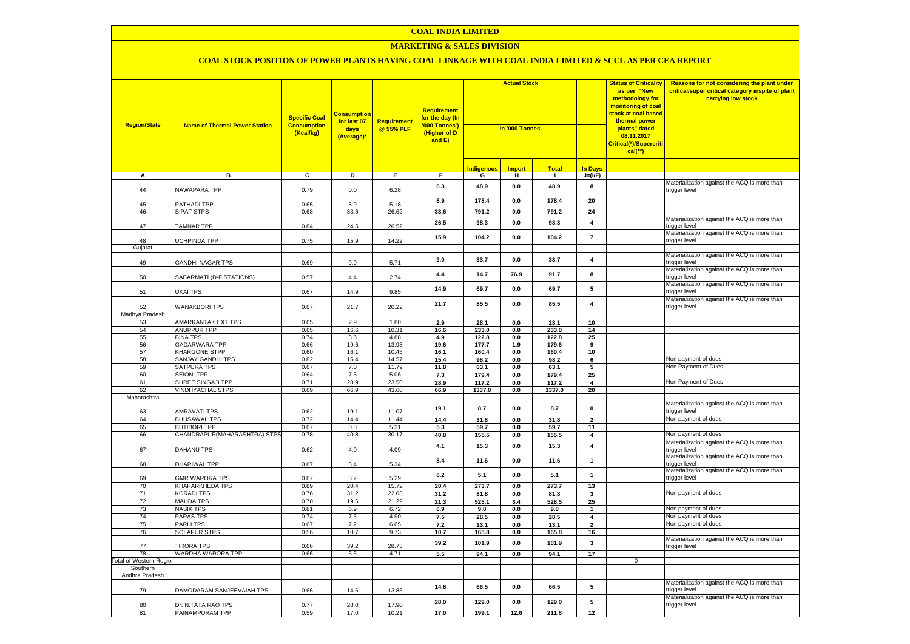# COAL INDIA LIMITED

## MARKETING & SALES DIVISION

### COAL STOCK POSITION OF POWER PLANTS HAVING COAL LINKAGE WITH COAL INDIA LIMITED & SCCL AS PER CEA REPORT

| Region/State | Name of Thermal Power Station | Specific Coal Consumption (Kcal/kg) | Consumption for last 07 days (Average)* | Requirement @ 55% PLF | Requirement for the day (In '000 Tonnes') (Higher of D and E) | Actual Stock In '000 Tonnes' | | | | Status of Criticality as per "New methodology for monitoring of coal stock at coal based thermal power plants" dated 08.11.2017 Critical(*)/Supercritical(**) | Reasons for not considering the plant under critical/super critical category inspite of plant carrying low stock |
|---|---|---|---|---|---|---|---|---|---|---|---|
| | | | | | | Indigenous | Import | Total | In Days | | |
| A | B | C | D | E | F | G | H | I | J=(I/F) | | |
| 44 | NAWAPARA TPP | 0.79 | 0.0 | 6.28 | 6.3 | 48.9 | 0.0 | 48.9 | 8 | | Materialization against the ACQ is more than trigger level |
| 45 | PATHADI TPP | 0.65 | 8.9 | 5.18 | 8.9 | 178.4 | 0.0 | 178.4 | 20 | | |
| 46 | SIPAT STPS | 0.68 | 33.6 | 26.62 | 33.6 | 791.2 | 0.0 | 791.2 | 24 | | |
| 47 | TAMNAR TPP | 0.84 | 24.5 | 26.52 | 26.5 | 98.3 | 0.0 | 98.3 | 4 | | Materialization against the ACQ is more than trigger level |
| 48 | UCHPINDA TPP | 0.75 | 15.9 | 14.22 | 15.9 | 104.2 | 0.0 | 104.2 | 7 | | Materialization against the ACQ is more than trigger level |
| Gujarat | | | | | | | | | | | |
| 49 | GANDHI NAGAR TPS | 0.69 | 9.0 | 5.71 | 9.0 | 33.7 | 0.0 | 33.7 | 4 | | Materialization against the ACQ is more than trigger level |
| 50 | SABARMATI (D-F STATIONS) | 0.57 | 4.4 | 2.74 | 4.4 | 14.7 | 76.9 | 91.7 | 8 | | Materialization against the ACQ is more than trigger level |
| 51 | UKAI TPS | 0.67 | 14.9 | 9.85 | 14.9 | 69.7 | 0.0 | 69.7 | 5 | | Materialization against the ACQ is more than trigger level |
| 52 | WANAKBORI TPS | 0.67 | 21.7 | 20.22 | 21.7 | 85.5 | 0.0 | 85.5 | 4 | | Materialization against the ACQ is more than trigger level |
| Madhya Pradesh | | | | | | | | | | | |
| 53 | AMARKANTAK EXT TPS | 0.65 | 2.9 | 1.80 | 2.9 | 28.1 | 0.0 | 28.1 | 10 | | |
| 54 | ANUPPUR TPP | 0.65 | 16.6 | 10.31 | 16.6 | 233.0 | 0.0 | 233.0 | 14 | | |
| 55 | BINA TPS | 0.74 | 3.6 | 4.88 | 4.9 | 122.8 | 0.0 | 122.8 | 25 | | |
| 56 | GADARWARA TPP | 0.66 | 19.6 | 13.93 | 19.6 | 177.7 | 1.9 | 179.6 | 9 | | |
| 57 | KHARGONE STPP | 0.60 | 16.1 | 10.45 | 16.1 | 160.4 | 0.0 | 160.4 | 10 | | |
| 58 | SANJAY GANDHI TPS | 0.82 | 15.4 | 14.57 | 15.4 | 98.2 | 0.0 | 98.2 | 6 | | Non payment of dues |
| 59 | SATPURA TPS | 0.67 | 7.0 | 11.79 | 11.8 | 63.1 | 0.0 | 63.1 | 5 | | Non Payment of Dues |
| 60 | SEIONI TPP | 0.64 | 7.3 | 5.06 | 7.3 | 179.4 | 0.0 | 179.4 | 25 | | |
| 61 | SHREE SINGAJI TPP | 0.71 | 28.9 | 23.50 | 28.9 | 117.2 | 0.0 | 117.2 | 4 | | Non Payment of Dues |
| 62 | VINDHYACHAL STPS | 0.69 | 66.9 | 43.60 | 66.9 | 1337.0 | 0.0 | 1337.0 | 20 | | |
| Maharashtra | | | | | | | | | | | |
| 63 | AMRAVATI TPS | 0.62 | 19.1 | 11.07 | 19.1 | 8.7 | 0.0 | 8.7 | 0 | | Materialization against the ACQ is more than trigger level |
| 64 | BHUSAWAL TPS | 0.72 | 14.4 | 11.44 | 14.4 | 31.8 | 0.0 | 31.8 | 2 | | Non payment of dues |
| 65 | BUTIBORI TPP | 0.67 | 0.0 | 5.31 | 5.3 | 59.7 | 0.0 | 59.7 | 11 | | |
| 66 | CHANDRAPUR(MAHARASHTRA) STPS | 0.78 | 40.8 | 30.17 | 40.8 | 155.5 | 0.0 | 155.5 | 4 | | Non payment of dues |
| 67 | DAHANU TPS | 0.62 | 4.0 | 4.09 | 4.1 | 15.3 | 0.0 | 15.3 | 4 | | Materialization against the ACQ is more than trigger level |
| 68 | DHARIWAL TPP | 0.67 | 8.4 | 5.34 | 8.4 | 11.6 | 0.0 | 11.6 | 1 | | Materialization against the ACQ is more than trigger level |
| 69 | GMR WARORA TPS | 0.67 | 8.2 | 5.29 | 8.2 | 5.1 | 0.0 | 5.1 | 1 | | Materialization against the ACQ is more than trigger level |
| 70 | KHAPARKHEDA TPS | 0.89 | 20.4 | 15.72 | 20.4 | 273.7 | 0.0 | 273.7 | 13 | | |
| 71 | KORADI TPS | 0.76 | 31.2 | 22.08 | 31.2 | 81.8 | 0.0 | 81.8 | 3 | | Non payment of dues |
| 72 | MAUDA TPS | 0.70 | 19.5 | 21.29 | 21.3 | 525.1 | 3.4 | 528.5 | 25 | | |
| 73 | NASIK TPS | 0.81 | 6.9 | 6.72 | 6.9 | 9.8 | 0.0 | 9.8 | 1 | | Non payment of dues |
| 74 | PARAS TPS | 0.74 | 7.5 | 4.90 | 7.5 | 28.5 | 0.0 | 28.5 | 4 | | Non payment of dues |
| 75 | PARLI TPS | 0.67 | 7.2 | 6.65 | 7.2 | 13.1 | 0.0 | 13.1 | 2 | | Non payment of dues |
| 76 | SOLAPUR STPS | 0.56 | 10.7 | 9.73 | 10.7 | 165.8 | 0.0 | 165.8 | 16 | | |
| 77 | TIRORA TPS | 0.66 | 39.2 | 28.73 | 39.2 | 101.9 | 0.0 | 101.9 | 3 | | Materialization against the ACQ is more than trigger level |
| 78 | WARDHA WARORA TPP | 0.66 | 5.5 | 4.71 | 5.5 | 94.1 | 0.0 | 94.1 | 17 | | |
| Total of Western Region | | | | | | | | | | 0 | |
| Southern | | | | | | | | | | | |
| Andhra Pradesh | | | | | | | | | | | |
| 79 | DAMODARAM SANJEEVAIAH TPS | 0.66 | 14.6 | 13.85 | 14.6 | 66.5 | 0.0 | 66.5 | 5 | | Materialization against the ACQ is more than trigger level |
| 80 | Dr. N.TATA RAO TPS | 0.77 | 28.0 | 17.90 | 28.0 | 129.0 | 0.0 | 129.0 | 5 | | Materialization against the ACQ is more than trigger level |
| 81 | PAINAMPURAM TPP | 0.59 | 17.0 | 10.21 | 17.0 | 199.1 | 12.6 | 211.6 | 12 | | |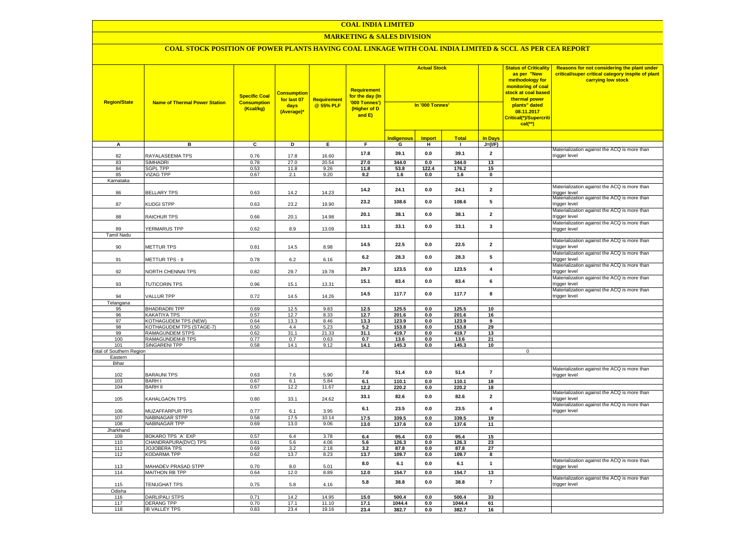# COAL INDIA LIMITED

## MARKETING & SALES DIVISION

### COAL STOCK POSITION OF POWER PLANTS HAVING COAL LINKAGE WITH COAL INDIA LIMITED & SCCL AS PER CEA REPORT

| Region/State | Name of Thermal Power Station | Specific Coal Consumption (Kcal/kg) | Consumption for last 07 days (Average)* | Requirement @ 55% PLF | Requirement for the day (In '000 Tonnes') (Higher of D and E) | Actual Stock In '000 Tonnes' | | | | Status of Criticality as per "New methodology for monitoring of coal stock at coal based thermal power plants" dated 08.11.2017 Critical(*)/Supercritical(**) | Reasons for not considering the plant under critical/super critical category inspite of plant carrying low stock |
|---|---|---|---|---|---|---|---|---|---|---|---|
| | | | | | | Indigenous | Import | Total | In Days | | |
| A | B | C | D | E | F | G | H | I | J=(I/F) | | |
| 82 | RAYALASEEMA TPS | 0.76 | 17.8 | 16.60 | 17.8 | 39.1 | 0.0 | 39.1 | 2 | | Materialization against the ACQ is more than trigger level |
| 83 | SIMHADRI | 0.78 | 27.0 | 20.54 | 27.0 | 344.0 | 0.0 | 344.0 | 13 | | |
| 84 | SGPL TPP | 0.53 | 11.8 | 9.26 | 11.8 | 53.8 | 122.4 | 176.2 | 15 | | |
| 85 | VIZAG TPP | 0.67 | 2.1 | 9.20 | 9.2 | 1.6 | 0.0 | 1.6 | 0 | | |
| Karnataka | | | | | | | | | | | |
| 86 | BELLARY TPS | 0.63 | 14.2 | 14.23 | 14.2 | 24.1 | 0.0 | 24.1 | 2 | | Materialization against the ACQ is more than trigger level |
| 87 | KUDGI STPP | 0.63 | 23.2 | 19.90 | 23.2 | 108.6 | 0.0 | 108.6 | 5 | | Materialization against the ACQ is more than trigger level |
| 88 | RAICHUR TPS | 0.66 | 20.1 | 14.98 | 20.1 | 38.1 | 0.0 | 38.1 | 2 | | Materialization against the ACQ is more than trigger level |
| 89 | YERMARUS TPP | 0.62 | 8.9 | 13.09 | 13.1 | 33.1 | 0.0 | 33.1 | 3 | | Materialization against the ACQ is more than trigger level |
| Tamil Nadu | | | | | | | | | | | |
| 90 | METTUR TPS | 0.81 | 14.5 | 8.98 | 14.5 | 22.5 | 0.0 | 22.5 | 2 | | Materialization against the ACQ is more than trigger level |
| 91 | METTUR TPS - II | 0.78 | 6.2 | 6.16 | 6.2 | 28.3 | 0.0 | 28.3 | 5 | | Materialization against the ACQ is more than trigger level |
| 92 | NORTH CHENNAI TPS | 0.82 | 29.7 | 19.78 | 29.7 | 123.5 | 0.0 | 123.5 | 4 | | Materialization against the ACQ is more than trigger level |
| 93 | TUTICORIN TPS | 0.96 | 15.1 | 13.31 | 15.1 | 83.4 | 0.0 | 83.4 | 6 | | Materialization against the ACQ is more than trigger level |
| 94 | VALLUR TPP | 0.72 | 14.5 | 14.26 | 14.5 | 117.7 | 0.0 | 117.7 | 8 | | Materialization against the ACQ is more than trigger level |
| Telangana | | | | | | | | | | | |
| 95 | BHADRADRI TPP | 0.69 | 12.5 | 9.83 | 12.5 | 125.5 | 0.0 | 125.5 | 10 | | |
| 96 | KAKATIYA TPS | 0.57 | 12.7 | 8.33 | 12.7 | 201.6 | 0.0 | 201.6 | 16 | | |
| 97 | KOTHAGUDEM TPS (NEW) | 0.64 | 13.3 | 8.46 | 13.3 | 123.9 | 0.0 | 123.9 | 9 | | |
| 98 | KOTHAGUDEM TPS (STAGE-7) | 0.50 | 4.4 | 5.23 | 5.2 | 153.8 | 0.0 | 153.8 | 29 | | |
| 99 | RAMAGUNDEM STPS | 0.62 | 31.1 | 21.33 | 31.1 | 419.7 | 0.0 | 419.7 | 13 | | |
| 100 | RAMAGUNDEM-B TPS | 0.77 | 0.7 | 0.63 | 0.7 | 13.6 | 0.0 | 13.6 | 21 | | |
| 101 | SINGARENI TPP | 0.58 | 14.1 | 9.12 | 14.1 | 145.3 | 0.0 | 145.3 | 10 | | |
| Total of Southern Region | | | | | | | | | | 0 | |
| Eastern | | | | | | | | | | | |
| Bihar | | | | | | | | | | | |
| 102 | BARAUNI TPS | 0.63 | 7.6 | 5.90 | 7.6 | 51.4 | 0.0 | 51.4 | 7 | | Materialization against the ACQ is more than trigger level |
| 103 | BARH I | 0.67 | 6.1 | 5.84 | 6.1 | 110.1 | 0.0 | 110.1 | 18 | | |
| 104 | BARH II | 0.67 | 12.2 | 11.67 | 12.2 | 220.2 | 0.0 | 220.2 | 18 | | |
| 105 | KAHALGAON TPS | 0.80 | 33.1 | 24.62 | 33.1 | 82.6 | 0.0 | 82.6 | 2 | | Materialization against the ACQ is more than trigger level |
| 106 | MUZAFFARPUR TPS | 0.77 | 6.1 | 3.95 | 6.1 | 23.5 | 0.0 | 23.5 | 4 | | Materialization against the ACQ is more than trigger level |
| 107 | NABINAGAR STPP | 0.58 | 17.5 | 10.14 | 17.5 | 339.5 | 0.0 | 339.5 | 19 | | |
| 108 | NABINAGAR TPP | 0.69 | 13.0 | 9.06 | 13.0 | 137.6 | 0.0 | 137.6 | 11 | | |
| Jharkhand | | | | | | | | | | | |
| 109 | BOKARO TPS `A` EXP | 0.57 | 6.4 | 3.78 | 6.4 | 95.4 | 0.0 | 95.4 | 15 | | |
| 110 | CHANDRAPURA(DVC) TPS | 0.61 | 5.6 | 4.06 | 5.6 | 126.3 | 0.0 | 126.3 | 23 | | |
| 111 | JOJOBERA TPS | 0.69 | 3.2 | 2.18 | 3.2 | 87.8 | 0.0 | 87.8 | 27 | | |
| 112 | KODARMA TPP | 0.62 | 13.7 | 8.23 | 13.7 | 109.7 | 0.0 | 109.7 | 8 | | |
| 113 | MAHADEV PRASAD STPP | 0.70 | 8.0 | 5.01 | 8.0 | 6.1 | 0.0 | 6.1 | 1 | | Materialization against the ACQ is more than trigger level |
| 114 | MAITHON RB TPP | 0.64 | 12.0 | 8.89 | 12.0 | 154.7 | 0.0 | 154.7 | 13 | | |
| 115 | TENUGHAT TPS | 0.75 | 5.8 | 4.16 | 5.8 | 38.8 | 0.0 | 38.8 | 7 | | Materialization against the ACQ is more than trigger level |
| Odisha | | | | | | | | | | | |
| 116 | DARLIPALI STPS | 0.71 | 14.2 | 14.95 | 15.0 | 500.4 | 0.0 | 500.4 | 33 | | |
| 117 | DERANG TPP | 0.70 | 17.1 | 11.10 | 17.1 | 1044.4 | 0.0 | 1044.4 | 61 | | |
| 118 | IB VALLEY TPS | 0.83 | 23.4 | 19.16 | 23.4 | 382.7 | 0.0 | 382.7 | 16 | | |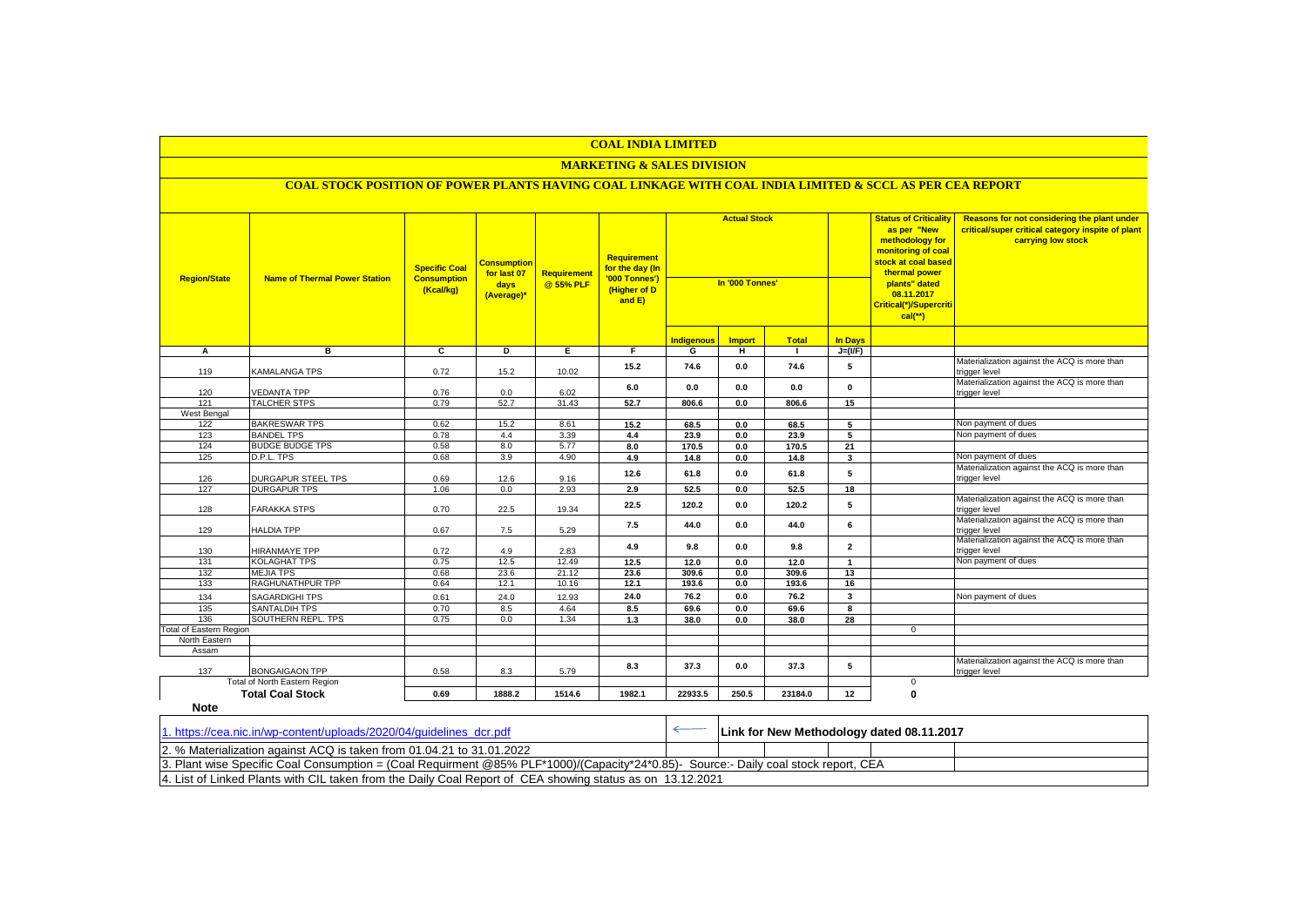# COAL INDIA LIMITED

## MARKETING & SALES DIVISION

### COAL STOCK POSITION OF POWER PLANTS HAVING COAL LINKAGE WITH COAL INDIA LIMITED & SCCL AS PER CEA REPORT

| Region/State | Name of Thermal Power Station | Specific Coal Consumption (Kcal/kg) | Consumption for last 07 days (Average)* | Requirement @ 55% PLF | Requirement for the day (In '000 Tonnes') (Higher of D and E) | Actual Stock In '000 Tonnes' | | | | Status of Criticality as per "New methodology for monitoring of coal stock at coal based thermal power plants" dated 08.11.2017 Critical(*)/Supercritical(**) | Reasons for not considering the plant under critical/super critical category inspite of plant carrying low stock |
|---|---|---|---|---|---|---|---|---|---|---|---|
| | | | | | | Indigenous | Import | Total | In Days | | |
| A | B | C | D | E | F | G | H | I | J=(I/F) | | |
| 119 | KAMALANGA TPS | 0.72 | 15.2 | 10.02 | 15.2 | 74.6 | 0.0 | 74.6 | 5 | | Materialization against the ACQ is more than trigger level |
| 120 | VEDANTA TPP | 0.76 | 0.0 | 6.02 | 6.0 | 0.0 | 0.0 | 0.0 | 0 | | Materialization against the ACQ is more than trigger level |
| 121 | TALCHER STPS | 0.79 | 52.7 | 31.43 | 52.7 | 806.6 | 0.0 | 806.6 | 15 | | |
| West Bengal | | | | | | | | | | | |
| 122 | BAKRESWAR TPS | 0.62 | 15.2 | 8.61 | 15.2 | 68.5 | 0.0 | 68.5 | 5 | | Non payment of dues |
| 123 | BANDEL TPS | 0.78 | 4.4 | 3.39 | 4.4 | 23.9 | 0.0 | 23.9 | 5 | | Non payment of dues |
| 124 | BUDGE BUDGE TPS | 0.58 | 8.0 | 5.77 | 8.0 | 170.5 | 0.0 | 170.5 | 21 | | |
| 125 | D.P.L. TPS | 0.68 | 3.9 | 4.90 | 4.9 | 14.8 | 0.0 | 14.8 | 3 | | Non payment of dues |
| 126 | DURGAPUR STEEL TPS | 0.69 | 12.6 | 9.16 | 12.6 | 61.8 | 0.0 | 61.8 | 5 | | Materialization against the ACQ is more than trigger level |
| 127 | DURGAPUR TPS | 1.06 | 0.0 | 2.93 | 2.9 | 52.5 | 0.0 | 52.5 | 18 | | |
| 128 | FARAKKA STPS | 0.70 | 22.5 | 19.34 | 22.5 | 120.2 | 0.0 | 120.2 | 5 | | Materialization against the ACQ is more than trigger level |
| 129 | HALDIA TPP | 0.67 | 7.5 | 5.29 | 7.5 | 44.0 | 0.0 | 44.0 | 6 | | Materialization against the ACQ is more than trigger level |
| 130 | HIRANMAYE TPP | 0.72 | 4.9 | 2.83 | 4.9 | 9.8 | 0.0 | 9.8 | 2 | | Materialization against the ACQ is more than trigger level |
| 131 | KOLAGHAT TPS | 0.75 | 12.5 | 12.49 | 12.5 | 12.0 | 0.0 | 12.0 | 1 | | Non payment of dues |
| 132 | MEJIA TPS | 0.68 | 23.6 | 21.12 | 23.6 | 309.6 | 0.0 | 309.6 | 13 | | |
| 133 | RAGHUNATHPUR TPP | 0.64 | 12.1 | 10.16 | 12.1 | 193.6 | 0.0 | 193.6 | 16 | | |
| 134 | SAGARDIGHI TPS | 0.61 | 24.0 | 12.93 | 24.0 | 76.2 | 0.0 | 76.2 | 3 | | Non payment of dues |
| 135 | SANTALDIH TPS | 0.70 | 8.5 | 4.64 | 8.5 | 69.6 | 0.0 | 69.6 | 8 | | |
| 136 | SOUTHERN REPL. TPS | 0.75 | 0.0 | 1.34 | 1.3 | 38.0 | 0.0 | 38.0 | 28 | | |
| Total of Eastern Region | | | | | | | | | | 0 | |
| North Eastern | | | | | | | | | | | |
| Assam | | | | | | | | | | | |
| 137 | BONGAIGAON TPP | 0.58 | 8.3 | 5.79 | 8.3 | 37.3 | 0.0 | 37.3 | 5 | | Materialization against the ACQ is more than trigger level |
| Total of North Eastern Region | | | | | | | | | | 0 | |
| Total Coal Stock | | 0.69 | 1888.2 | 1514.6 | 1982.1 | 22933.5 | 250.5 | 23184.0 | 12 | 0 | |

**Note**

1. https://cea.nic.in/wp-content/uploads/2020/04/guidelines_dcr.pdf ← **Link for New Methodology dated 08.11.2017**
2. % Materialization against ACQ is taken from 01.04.21 to 31.01.2022
3. Plant wise Specific Coal Consumption = (Coal Requirment @85% PLF*1000)/(Capacity*24*0.85)- Source:- Daily coal stock report, CEA
4. List of Linked Plants with CIL taken from the Daily Coal Report of CEA showing status as on 13.12.2021